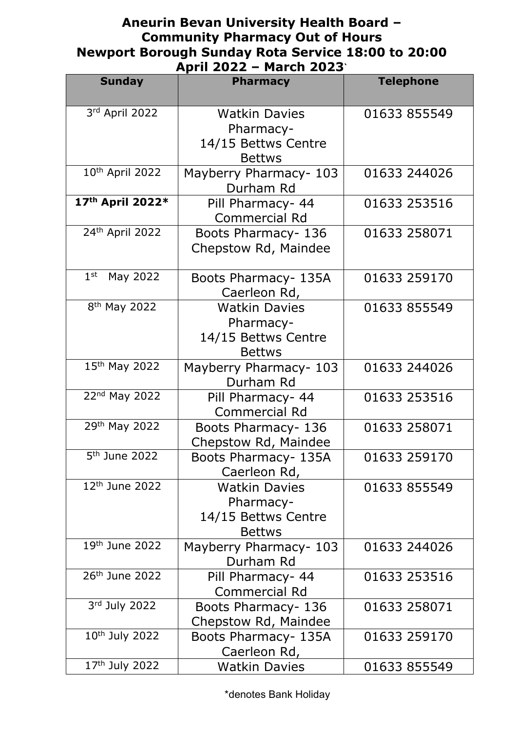# Aneurin Bevan University Health Board – Community Pharmacy Out of Hours Newport Borough Sunday Rota Service 18:00 to 20:00 April 2022 – March 2023`

| Sunday | Pharmacy | Telephone |
|---|---|---|
| 3rd April 2022 | Watkin Davies Pharmacy- 14/15 Bettws Centre Bettws | 01633 855549 |
| 10th April 2022 | Mayberry Pharmacy- 103 Durham Rd | 01633 244026 |
| **17th April 2022*** | Pill Pharmacy- 44 Commercial Rd | 01633 253516 |
| 24th April 2022 | Boots Pharmacy- 136 Chepstow Rd, Maindee | 01633 258071 |
| 1st May 2022 | Boots Pharmacy- 135A Caerleon Rd, | 01633 259170 |
| 8th May 2022 | Watkin Davies Pharmacy- 14/15 Bettws Centre Bettws | 01633 855549 |
| 15th May 2022 | Mayberry Pharmacy- 103 Durham Rd | 01633 244026 |
| 22nd May 2022 | Pill Pharmacy- 44 Commercial Rd | 01633 253516 |
| 29th May 2022 | Boots Pharmacy- 136 Chepstow Rd, Maindee | 01633 258071 |
| 5th June 2022 | Boots Pharmacy- 135A Caerleon Rd, | 01633 259170 |
| 12th June 2022 | Watkin Davies Pharmacy- 14/15 Bettws Centre Bettws | 01633 855549 |
| 19th June 2022 | Mayberry Pharmacy- 103 Durham Rd | 01633 244026 |
| 26th June 2022 | Pill Pharmacy- 44 Commercial Rd | 01633 253516 |
| 3rd July 2022 | Boots Pharmacy- 136 Chepstow Rd, Maindee | 01633 258071 |
| 10th July 2022 | Boots Pharmacy- 135A Caerleon Rd, | 01633 259170 |
| 17th July 2022 | Watkin Davies | 01633 855549 |

*denotes Bank Holiday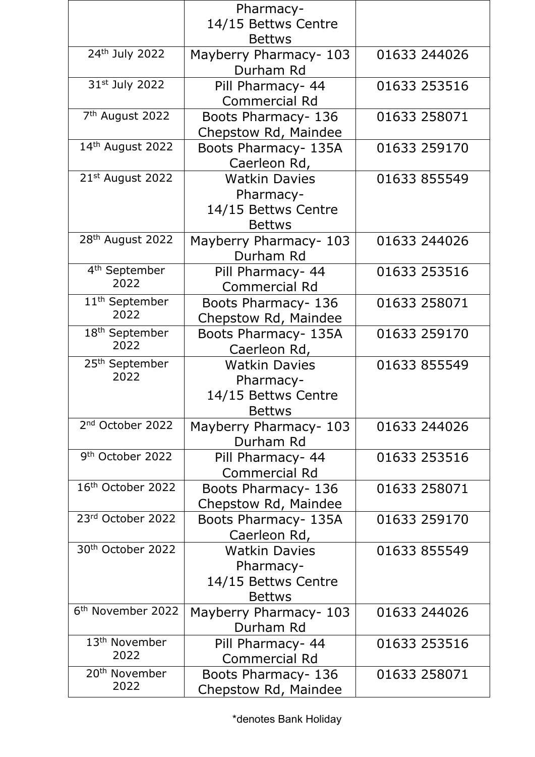| | | |
|---|---|---|
| | Pharmacy- 14/15 Bettws Centre Bettws | |
| 24th July 2022 | Mayberry Pharmacy- 103 Durham Rd | 01633 244026 |
| 31st July 2022 | Pill Pharmacy- 44 Commercial Rd | 01633 253516 |
| 7th August 2022 | Boots Pharmacy- 136 Chepstow Rd, Maindee | 01633 258071 |
| 14th August 2022 | Boots Pharmacy- 135A Caerleon Rd, | 01633 259170 |
| 21st August 2022 | Watkin Davies Pharmacy- 14/15 Bettws Centre Bettws | 01633 855549 |
| 28th August 2022 | Mayberry Pharmacy- 103 Durham Rd | 01633 244026 |
| 4th September 2022 | Pill Pharmacy- 44 Commercial Rd | 01633 253516 |
| 11th September 2022 | Boots Pharmacy- 136 Chepstow Rd, Maindee | 01633 258071 |
| 18th September 2022 | Boots Pharmacy- 135A Caerleon Rd, | 01633 259170 |
| 25th September 2022 | Watkin Davies Pharmacy- 14/15 Bettws Centre Bettws | 01633 855549 |
| 2nd October 2022 | Mayberry Pharmacy- 103 Durham Rd | 01633 244026 |
| 9th October 2022 | Pill Pharmacy- 44 Commercial Rd | 01633 253516 |
| 16th October 2022 | Boots Pharmacy- 136 Chepstow Rd, Maindee | 01633 258071 |
| 23rd October 2022 | Boots Pharmacy- 135A Caerleon Rd, | 01633 259170 |
| 30th October 2022 | Watkin Davies Pharmacy- 14/15 Bettws Centre Bettws | 01633 855549 |
| 6th November 2022 | Mayberry Pharmacy- 103 Durham Rd | 01633 244026 |
| 13th November 2022 | Pill Pharmacy- 44 Commercial Rd | 01633 253516 |
| 20th November 2022 | Boots Pharmacy- 136 Chepstow Rd, Maindee | 01633 258071 |

*denotes Bank Holiday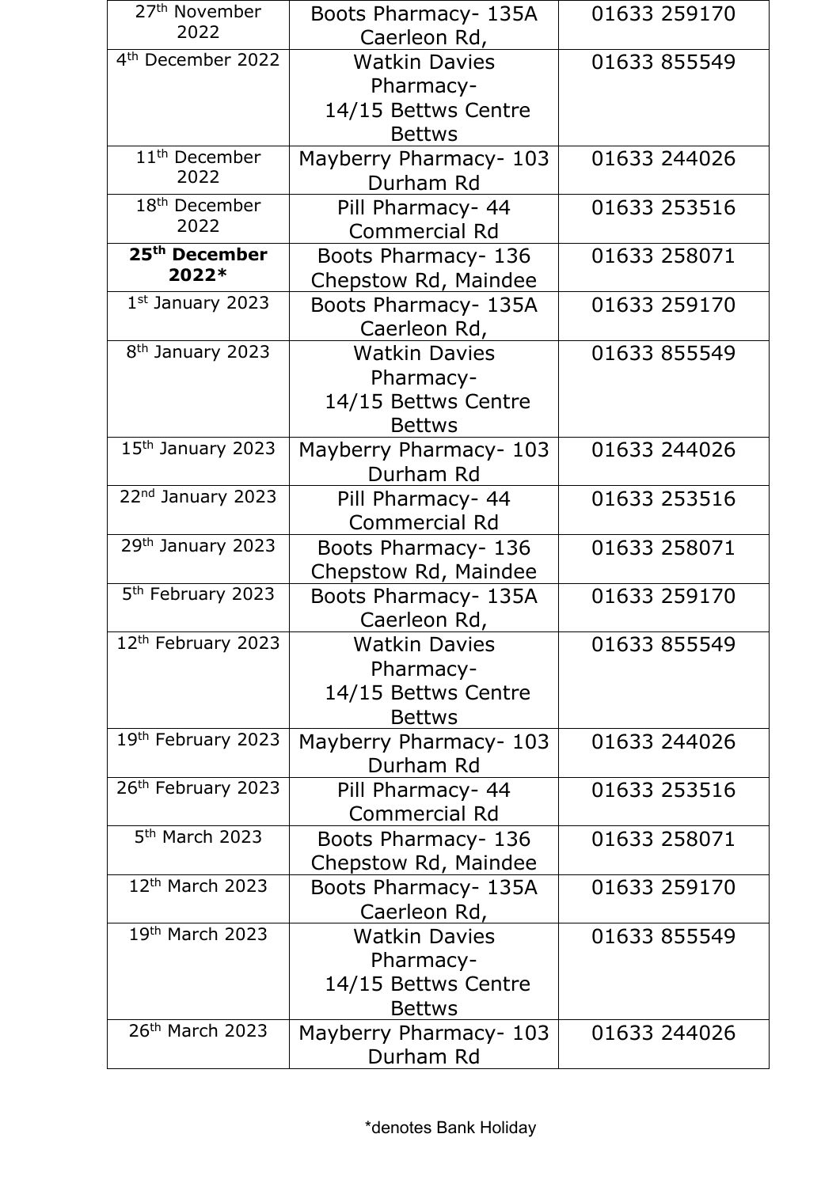| | | |
|---|---|---|
| 27th November 2022 | Boots Pharmacy- 135A Caerleon Rd, | 01633 259170 |
| 4th December 2022 | Watkin Davies Pharmacy- 14/15 Bettws Centre Bettws | 01633 855549 |
| 11th December 2022 | Mayberry Pharmacy- 103 Durham Rd | 01633 244026 |
| 18th December 2022 | Pill Pharmacy- 44 Commercial Rd | 01633 253516 |
| **25th December 2022*** | Boots Pharmacy- 136 Chepstow Rd, Maindee | 01633 258071 |
| 1st January 2023 | Boots Pharmacy- 135A Caerleon Rd, | 01633 259170 |
| 8th January 2023 | Watkin Davies Pharmacy- 14/15 Bettws Centre Bettws | 01633 855549 |
| 15th January 2023 | Mayberry Pharmacy- 103 Durham Rd | 01633 244026 |
| 22nd January 2023 | Pill Pharmacy- 44 Commercial Rd | 01633 253516 |
| 29th January 2023 | Boots Pharmacy- 136 Chepstow Rd, Maindee | 01633 258071 |
| 5th February 2023 | Boots Pharmacy- 135A Caerleon Rd, | 01633 259170 |
| 12th February 2023 | Watkin Davies Pharmacy- 14/15 Bettws Centre Bettws | 01633 855549 |
| 19th February 2023 | Mayberry Pharmacy- 103 Durham Rd | 01633 244026 |
| 26th February 2023 | Pill Pharmacy- 44 Commercial Rd | 01633 253516 |
| 5th March 2023 | Boots Pharmacy- 136 Chepstow Rd, Maindee | 01633 258071 |
| 12th March 2023 | Boots Pharmacy- 135A Caerleon Rd, | 01633 259170 |
| 19th March 2023 | Watkin Davies Pharmacy- 14/15 Bettws Centre Bettws | 01633 855549 |
| 26th March 2023 | Mayberry Pharmacy- 103 Durham Rd | 01633 244026 |

*denotes Bank Holiday